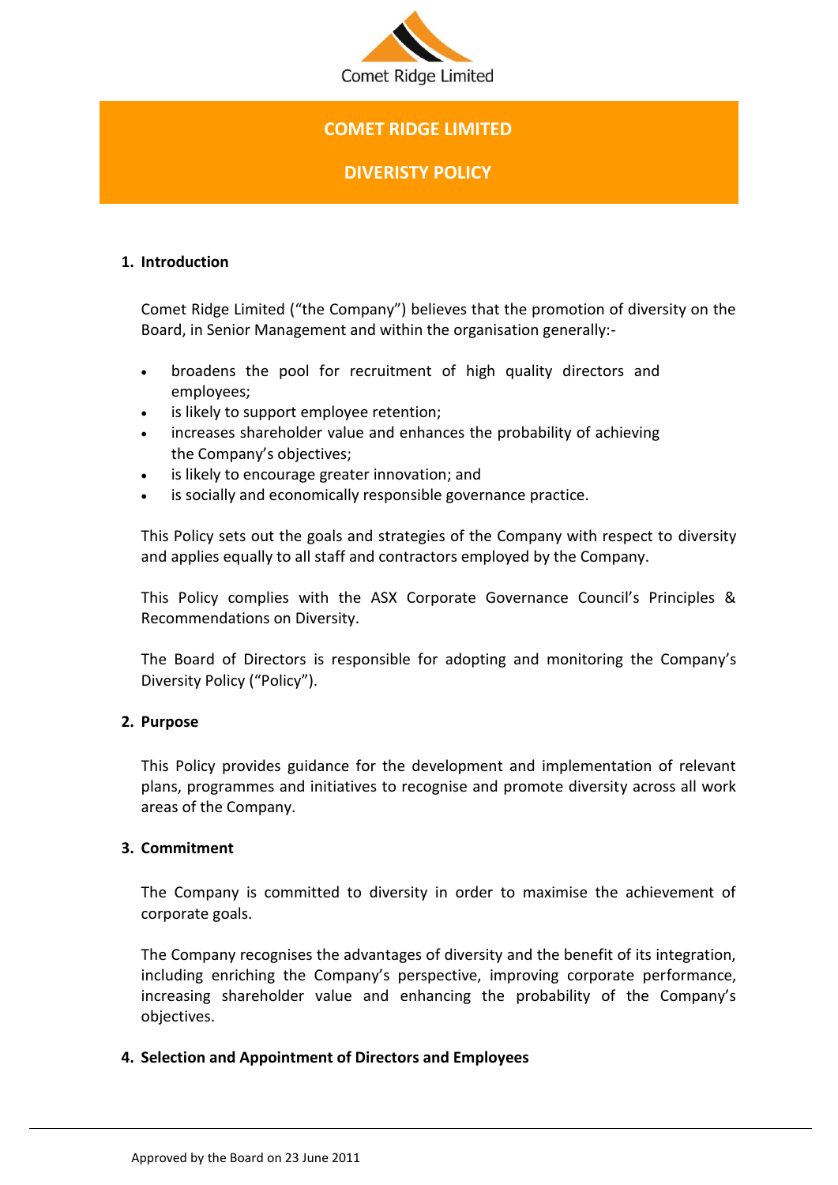Comet Ridge Limited

# COMET RIDGE LIMITED

# DIVERISTY POLICY

## 1. Introduction

Comet Ridge Limited ("the Company") believes that the promotion of diversity on the Board, in Senior Management and within the organisation generally:-

- broadens the pool for recruitment of high quality directors and employees;
- is likely to support employee retention;
- increases shareholder value and enhances the probability of achieving the Company's objectives;
- is likely to encourage greater innovation; and
- is socially and economically responsible governance practice.

This Policy sets out the goals and strategies of the Company with respect to diversity and applies equally to all staff and contractors employed by the Company.

This Policy complies with the ASX Corporate Governance Council's Principles & Recommendations on Diversity.

The Board of Directors is responsible for adopting and monitoring the Company's Diversity Policy ("Policy").

## 2. Purpose

This Policy provides guidance for the development and implementation of relevant plans, programmes and initiatives to recognise and promote diversity across all work areas of the Company.

## 3. Commitment

The Company is committed to diversity in order to maximise the achievement of corporate goals.

The Company recognises the advantages of diversity and the benefit of its integration, including enriching the Company's perspective, improving corporate performance, increasing shareholder value and enhancing the probability of the Company's objectives.

## 4. Selection and Appointment of Directors and Employees

Approved by the Board on 23 June 2011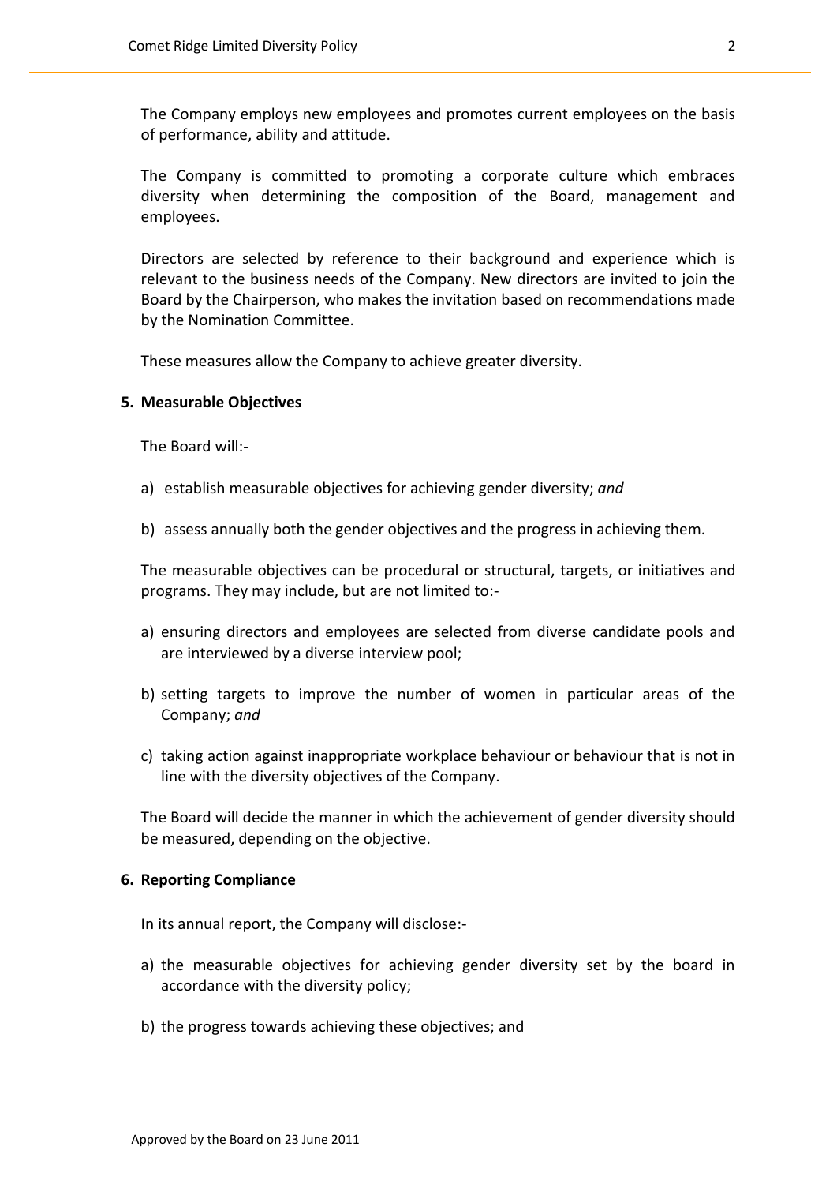The Company employs new employees and promotes current employees on the basis of performance, ability and attitude.

The Company is committed to promoting a corporate culture which embraces diversity when determining the composition of the Board, management and employees.

Directors are selected by reference to their background and experience which is relevant to the business needs of the Company. New directors are invited to join the Board by the Chairperson, who makes the invitation based on recommendations made by the Nomination Committee.

These measures allow the Company to achieve greater diversity.

## 5. Measurable Objectives

The Board will:-

a) establish measurable objectives for achieving gender diversity; *and*

b) assess annually both the gender objectives and the progress in achieving them.

The measurable objectives can be procedural or structural, targets, or initiatives and programs. They may include, but are not limited to:-

a) ensuring directors and employees are selected from diverse candidate pools and are interviewed by a diverse interview pool;

b) setting targets to improve the number of women in particular areas of the Company; *and*

c) taking action against inappropriate workplace behaviour or behaviour that is not in line with the diversity objectives of the Company.

The Board will decide the manner in which the achievement of gender diversity should be measured, depending on the objective.

## 6. Reporting Compliance

In its annual report, the Company will disclose:-

a) the measurable objectives for achieving gender diversity set by the board in accordance with the diversity policy;

b) the progress towards achieving these objectives; and

Approved by the Board on 23 June 2011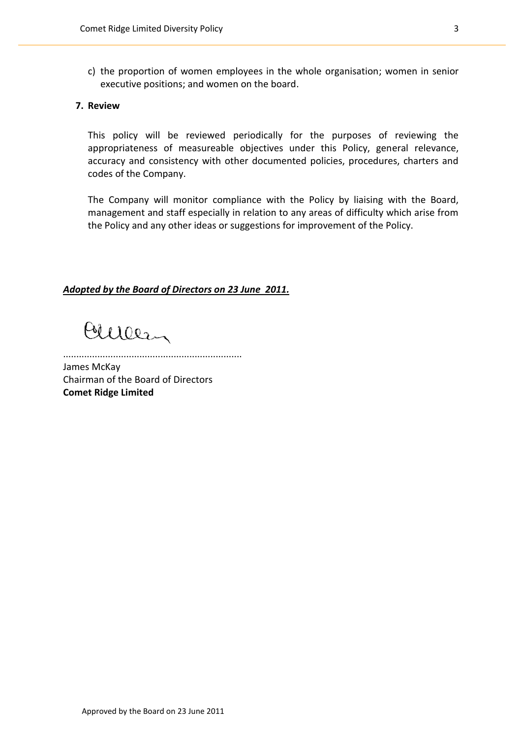c) the proportion of women employees in the whole organisation; women in senior executive positions; and women on the board.

**7. Review**

This policy will be reviewed periodically for the purposes of reviewing the appropriateness of measureable objectives under this Policy, general relevance, accuracy and consistency with other documented policies, procedures, charters and codes of the Company.

The Company will monitor compliance with the Policy by liaising with the Board, management and staff especially in relation to any areas of difficulty which arise from the Policy and any other ideas or suggestions for improvement of the Policy.

***Adopted by the Board of Directors on 23 June 2011.***

....................................................................

James McKay
Chairman of the Board of Directors
**Comet Ridge Limited**

Approved by the Board on 23 June 2011